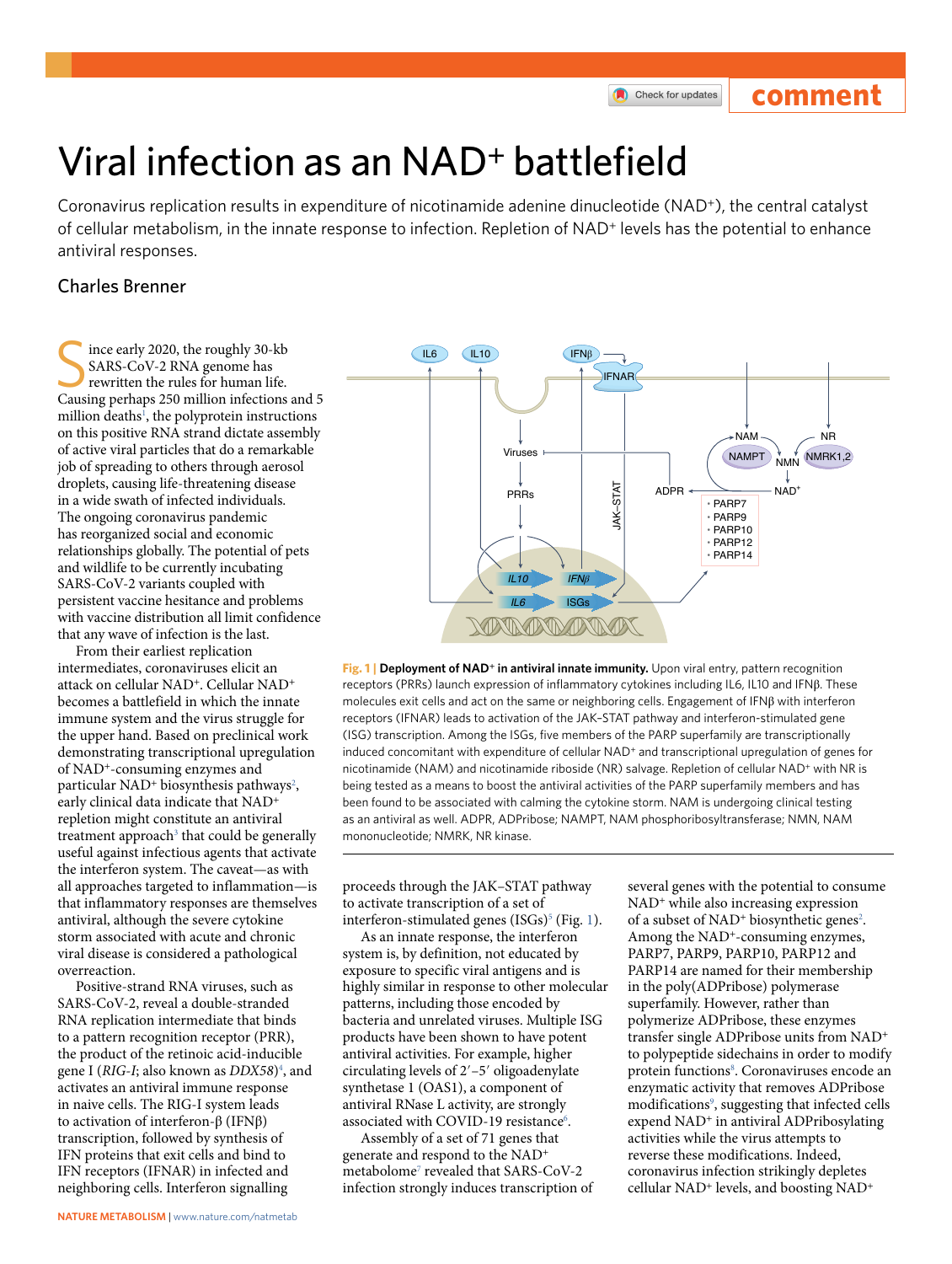comment

# Viral infection as an NAD⁺ battlefield

Coronavirus replication results in expenditure of nicotinamide adenine dinucleotide (NAD⁺), the central catalyst of cellular metabolism, in the innate response to infection. Repletion of NAD⁺ levels has the potential to enhance antiviral responses.

## Charles Brenner

Since early 2020, the roughly 30-kb SARS-CoV-2 RNA genome has rewritten the rules for human life. Causing perhaps 250 million infections and 5 million deaths[1], the polyprotein instructions on this positive RNA strand dictate assembly of active viral particles that do a remarkable job of spreading to others through aerosol droplets, causing life-threatening disease in a wide swath of infected individuals. The ongoing coronavirus pandemic has reorganized social and economic relationships globally. The potential of pets and wildlife to be currently incubating SARS-CoV-2 variants coupled with persistent vaccine hesitance and problems with vaccine distribution all limit confidence that any wave of infection is the last.

From their earliest replication intermediates, coronaviruses elicit an attack on cellular NAD⁺. Cellular NAD⁺ becomes a battlefield in which the innate immune system and the virus struggle for the upper hand. Based on preclinical work demonstrating transcriptional upregulation of NAD⁺-consuming enzymes and particular NAD⁺ biosynthesis pathways[2], early clinical data indicate that NAD⁺ repletion might constitute an antiviral treatment approach[3] that could be generally useful against infectious agents that activate the interferon system. The caveat—as with all approaches targeted to inflammation—is that inflammatory responses are themselves antiviral, although the severe cytokine storm associated with acute and chronic viral disease is considered a pathological overreaction.

Positive-strand RNA viruses, such as SARS-CoV-2, reveal a double-stranded RNA replication intermediate that binds to a pattern recognition receptor (PRR), the product of the retinoic acid-inducible gene I (*RIG-I*; also known as *DDX58*)[4], and activates an antiviral immune response in naive cells. The RIG-I system leads to activation of interferon-β (IFNβ) transcription, followed by synthesis of IFN proteins that exit cells and bind to IFN receptors (IFNAR) in infected and neighboring cells. Interferon signalling proceeds through the JAK–STAT pathway to activate transcription of a set of interferon-stimulated genes (ISGs)[5] (Fig. 1).

**Fig. 1 | Deployment of NAD⁺ in antiviral innate immunity.** Upon viral entry, pattern recognition receptors (PRRs) launch expression of inflammatory cytokines including IL6, IL10 and IFNβ. These molecules exit cells and act on the same or neighboring cells. Engagement of IFNβ with interferon receptors (IFNAR) leads to activation of the JAK–STAT pathway and interferon-stimulated gene (ISG) transcription. Among the ISGs, five members of the PARP superfamily are transcriptionally induced concomitant with expenditure of cellular NAD⁺ and transcriptional upregulation of genes for nicotinamide (NAM) and nicotinamide riboside (NR) salvage. Repletion of cellular NAD⁺ with NR is being tested as a means to boost the antiviral activities of the PARP superfamily members and has been found to be associated with calming the cytokine storm. NAM is undergoing clinical testing as an antiviral as well. ADPR, ADPribose; NAMPT, NAM phosphoribosyltransferase; NMN, NAM mononucleotide; NMRK, NR kinase.

As an innate response, the interferon system is, by definition, not educated by exposure to specific viral antigens and is highly similar in response to other molecular patterns, including those encoded by bacteria and unrelated viruses. Multiple ISG products have been shown to have potent antiviral activities. For example, higher circulating levels of 2′–5′ oligoadenylate synthetase 1 (OAS1), a component of antiviral RNase L activity, are strongly associated with COVID-19 resistance[6].

Assembly of a set of 71 genes that generate and respond to the NAD⁺ metabolome[7] revealed that SARS-CoV-2 infection strongly induces transcription of several genes with the potential to consume NAD⁺ while also increasing expression of a subset of NAD⁺ biosynthetic genes[2]. Among the NAD⁺-consuming enzymes, PARP7, PARP9, PARP10, PARP12 and PARP14 are named for their membership in the poly(ADPribose) polymerase superfamily. However, rather than polymerize ADPribose, these enzymes transfer single ADPribose units from NAD⁺ to polypeptide sidechains in order to modify protein functions[8]. Coronaviruses encode an enzymatic activity that removes ADPribose modifications[9], suggesting that infected cells expend NAD⁺ in antiviral ADPribosylating activities while the virus attempts to reverse these modifications. Indeed, coronavirus infection strikingly depletes cellular NAD⁺ levels, and boosting NAD⁺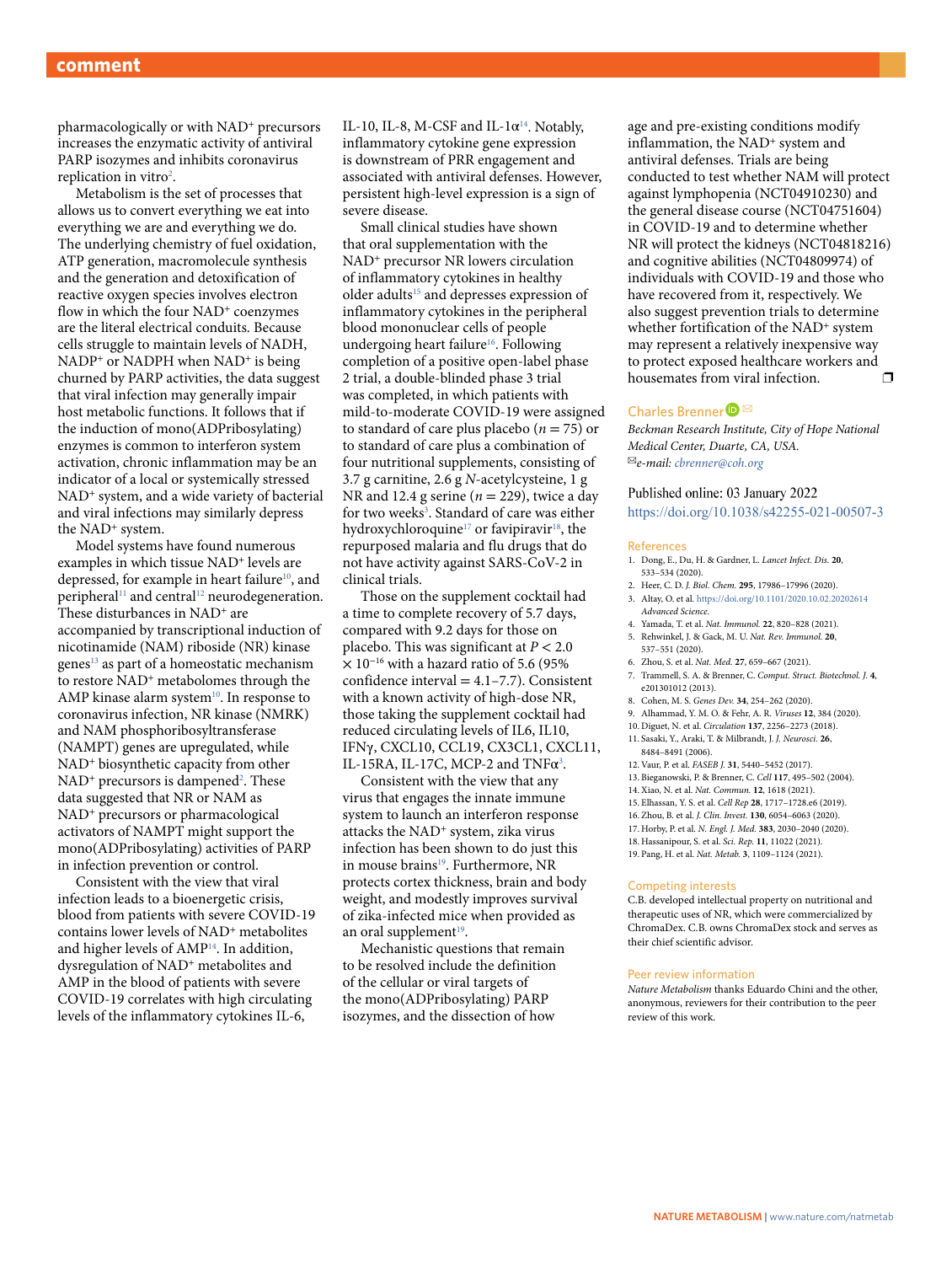pharmacologically or with NAD$^+$ precursors increases the enzymatic activity of antiviral PARP isozymes and inhibits coronavirus replication in vitro[2].

Metabolism is the set of processes that allows us to convert everything we eat into everything we are and everything we do. The underlying chemistry of fuel oxidation, ATP generation, macromolecule synthesis and the generation and detoxification of reactive oxygen species involves electron flow in which the four NAD$^+$ coenzymes are the literal electrical conduits. Because cells struggle to maintain levels of NADH, NADP$^+$ or NADPH when NAD$^+$ is being churned by PARP activities, the data suggest that viral infection may generally impair host metabolic functions. It follows that if the induction of mono(ADPribosylating) enzymes is common to interferon system activation, chronic inflammation may be an indicator of a local or systemically stressed NAD$^+$ system, and a wide variety of bacterial and viral infections may similarly depress the NAD$^+$ system.

Model systems have found numerous examples in which tissue NAD$^+$ levels are depressed, for example in heart failure[10], and peripheral[11] and central[12] neurodegeneration. These disturbances in NAD$^+$ are accompanied by transcriptional induction of nicotinamide (NAM) riboside (NR) kinase genes[13] as part of a homeostatic mechanism to restore NAD$^+$ metabolomes through the AMP kinase alarm system[10]. In response to coronavirus infection, NR kinase (NMRK) and NAM phosphoribosyltransferase (NAMPT) genes are upregulated, while NAD$^+$ biosynthetic capacity from other NAD$^+$ precursors is dampened[2]. These data suggested that NR or NAM as NAD$^+$ precursors or pharmacological activators of NAMPT might support the mono(ADPribosylating) activities of PARP in infection prevention or control.

Consistent with the view that viral infection leads to a bioenergetic crisis, blood from patients with severe COVID-19 contains lower levels of NAD$^+$ metabolites and higher levels of AMP[14]. In addition, dysregulation of NAD$^+$ metabolites and AMP in the blood of patients with severe COVID-19 correlates with high circulating levels of the inflammatory cytokines IL-6, IL-10, IL-8, M-CSF and IL-1α[14]. Notably, inflammatory cytokine gene expression is downstream of PRR engagement and associated with antiviral defenses. However, persistent high-level expression is a sign of severe disease.

Small clinical studies have shown that oral supplementation with the NAD$^+$ precursor NR lowers circulation of inflammatory cytokines in healthy older adults[15] and depresses expression of inflammatory cytokines in the peripheral blood mononuclear cells of people undergoing heart failure[16]. Following completion of a positive open-label phase 2 trial, a double-blinded phase 3 trial was completed, in which patients with mild-to-moderate COVID-19 were assigned to standard of care plus placebo ($n = 75$) or to standard of care plus a combination of four nutritional supplements, consisting of 3.7 g carnitine, 2.6 g *N*-acetylcysteine, 1 g NR and 12.4 g serine ($n = 229$), twice a day for two weeks[3]. Standard of care was either hydroxychloroquine[17] or favipiravir[18], the repurposed malaria and flu drugs that do not have activity against SARS-CoV-2 in clinical trials.

Those on the supplement cocktail had a time to complete recovery of 5.7 days, compared with 9.2 days for those on placebo. This was significant at $P < 2.0 \times 10^{-16}$ with a hazard ratio of 5.6 (95% confidence interval = 4.1–7.7). Consistent with a known activity of high-dose NR, those taking the supplement cocktail had reduced circulating levels of IL6, IL10, IFNγ, CXCL10, CCL19, CX3CL1, CXCL11, IL-15RA, IL-17C, MCP-2 and TNFα[3].

Consistent with the view that any virus that engages the innate immune system to launch an interferon response attacks the NAD$^+$ system, zika virus infection has been shown to do just this in mouse brains[19]. Furthermore, NR protects cortex thickness, brain and body weight, and modestly improves survival of zika-infected mice when provided as an oral supplement[19].

Mechanistic questions that remain to be resolved include the definition of the cellular or viral targets of the mono(ADPribosylating) PARP isozymes, and the dissection of how age and pre-existing conditions modify inflammation, the NAD$^+$ system and antiviral defenses. Trials are being conducted to test whether NAM will protect against lymphopenia (NCT04910230) and the general disease course (NCT04751604) in COVID-19 and to determine whether NR will protect the kidneys (NCT04818216) and cognitive abilities (NCT04809974) of individuals with COVID-19 and those who have recovered from it, respectively. We also suggest prevention trials to determine whether fortification of the NAD$^+$ system may represent a relatively inexpensive way to protect exposed healthcare workers and housemates from viral infection. ❒

**Charles Brenner** ✉

*Beckman Research Institute, City of Hope National Medical Center, Duarte, CA, USA.*
✉*e-mail: cbrenner@coh.org*

Published online: 03 January 2022
https://doi.org/10.1038/s42255-021-00507-3

## References

1. Dong, E., Du, H. & Gardner, L. *Lancet Infect. Dis.* **20**, 533–534 (2020).
2. Heer, C. D. *J. Biol. Chem.* **295**, 17986–17996 (2020).
3. Altay, O. et al. https://doi.org/10.1101/2020.10.02.20202614 *Advanced Science*.
4. Yamada, T. et al. *Nat. Immunol.* **22**, 820–828 (2021).
5. Rehwinkel, J. & Gack, M. U. *Nat. Rev. Immunol.* **20**, 537–551 (2020).
6. Zhou, S. et al. *Nat. Med.* **27**, 659–667 (2021).
7. Trammell, S. A. & Brenner, C. *Comput. Struct. Biotechnol. J.* **4**, e201301012 (2013).
8. Cohen, M. S. *Genes Dev.* **34**, 254–262 (2020).
9. Alhammad, Y. M. O. & Fehr, A. R. *Viruses* **12**, 384 (2020).
10. Diguet, N. et al. *Circulation* **137**, 2256–2273 (2018).
11. Sasaki, Y., Araki, T. & Milbrandt, J. *J. Neurosci.* **26**, 8484–8491 (2006).
12. Vaur, P. et al. *FASEB J.* **31**, 5440–5452 (2017).
13. Bieganowski, P. & Brenner, C. *Cell* **117**, 495–502 (2004).
14. Xiao, N. et al. *Nat. Commun.* **12**, 1618 (2021).
15. Elhassan, Y. S. et al. *Cell Rep* **28**, 1717–1728.e6 (2019).
16. Zhou, B. et al. *J. Clin. Invest.* **130**, 6054–6063 (2020).
17. Horby, P. et al. *N. Engl. J. Med.* **383**, 2030–2040 (2020).
18. Hassanipour, S. et al. *Sci. Rep.* **11**, 11022 (2021).
19. Pang, H. et al. *Nat. Metab.* **3**, 1109–1124 (2021).

## Competing interests

C.B. developed intellectual property on nutritional and therapeutic uses of NR, which were commercialized by ChromaDex. C.B. owns ChromaDex stock and serves as their chief scientific advisor.

## Peer review information

*Nature Metabolism* thanks Eduardo Chini and the other, anonymous, reviewers for their contribution to the peer review of this work.